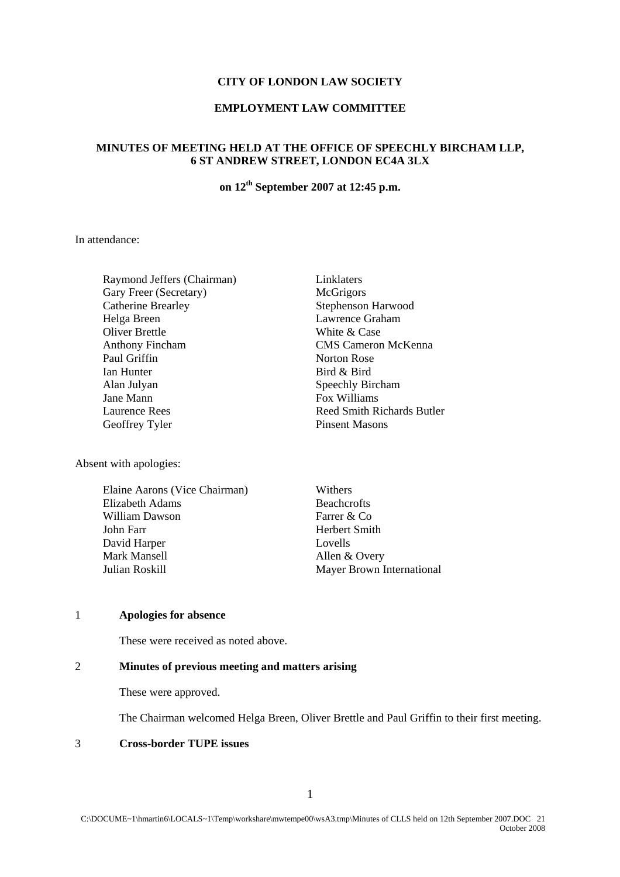**CITY OF LONDON LAW SOCIETY**

**EMPLOYMENT LAW COMMITTEE**

**MINUTES OF MEETING HELD AT THE OFFICE OF SPEECHLY BIRCHAM LLP, 6 ST ANDREW STREET, LONDON EC4A 3LX**

**on 12th September 2007 at 12:45 p.m.**

In attendance:

| | |
|---|---|
| Raymond Jeffers (Chairman) | Linklaters |
| Gary Freer (Secretary) | McGrigors |
| Catherine Brearley | Stephenson Harwood |
| Helga Breen | Lawrence Graham |
| Oliver Brettle | White & Case |
| Anthony Fincham | CMS Cameron McKenna |
| Paul Griffin | Norton Rose |
| Ian Hunter | Bird & Bird |
| Alan Julyan | Speechly Bircham |
| Jane Mann | Fox Williams |
| Laurence Rees | Reed Smith Richards Butler |
| Geoffrey Tyler | Pinsent Masons |

Absent with apologies:

| | |
|---|---|
| Elaine Aarons (Vice Chairman) | Withers |
| Elizabeth Adams | Beachcrofts |
| William Dawson | Farrer & Co |
| John Farr | Herbert Smith |
| David Harper | Lovells |
| Mark Mansell | Allen & Overy |
| Julian Roskill | Mayer Brown International |

1 **Apologies for absence**

These were received as noted above.

2 **Minutes of previous meeting and matters arising**

These were approved.

The Chairman welcomed Helga Breen, Oliver Brettle and Paul Griffin to their first meeting.

3 **Cross-border TUPE issues**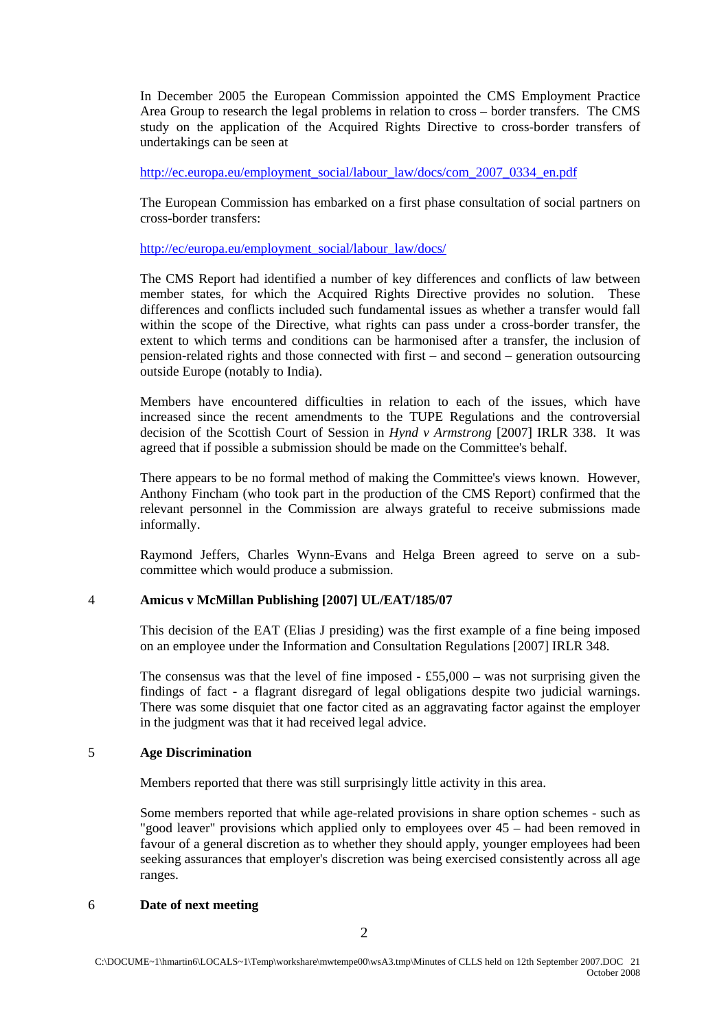In December 2005 the European Commission appointed the CMS Employment Practice Area Group to research the legal problems in relation to cross – border transfers. The CMS study on the application of the Acquired Rights Directive to cross-border transfers of undertakings can be seen at

http://ec.europa.eu/employment_social/labour_law/docs/com_2007_0334_en.pdf

The European Commission has embarked on a first phase consultation of social partners on cross-border transfers:

http://ec/europa.eu/employment_social/labour_law/docs/

The CMS Report had identified a number of key differences and conflicts of law between member states, for which the Acquired Rights Directive provides no solution. These differences and conflicts included such fundamental issues as whether a transfer would fall within the scope of the Directive, what rights can pass under a cross-border transfer, the extent to which terms and conditions can be harmonised after a transfer, the inclusion of pension-related rights and those connected with first – and second – generation outsourcing outside Europe (notably to India).

Members have encountered difficulties in relation to each of the issues, which have increased since the recent amendments to the TUPE Regulations and the controversial decision of the Scottish Court of Session in *Hynd v Armstrong* [2007] IRLR 338. It was agreed that if possible a submission should be made on the Committee's behalf.

There appears to be no formal method of making the Committee's views known. However, Anthony Fincham (who took part in the production of the CMS Report) confirmed that the relevant personnel in the Commission are always grateful to receive submissions made informally.

Raymond Jeffers, Charles Wynn-Evans and Helga Breen agreed to serve on a sub-committee which would produce a submission.

## 4 Amicus v McMillan Publishing [2007] UL/EAT/185/07

This decision of the EAT (Elias J presiding) was the first example of a fine being imposed on an employee under the Information and Consultation Regulations [2007] IRLR 348.

The consensus was that the level of fine imposed - £55,000 – was not surprising given the findings of fact - a flagrant disregard of legal obligations despite two judicial warnings. There was some disquiet that one factor cited as an aggravating factor against the employer in the judgment was that it had received legal advice.

## 5 Age Discrimination

Members reported that there was still surprisingly little activity in this area.

Some members reported that while age-related provisions in share option schemes - such as "good leaver" provisions which applied only to employees over 45 – had been removed in favour of a general discretion as to whether they should apply, younger employees had been seeking assurances that employer's discretion was being exercised consistently across all age ranges.

## 6 Date of next meeting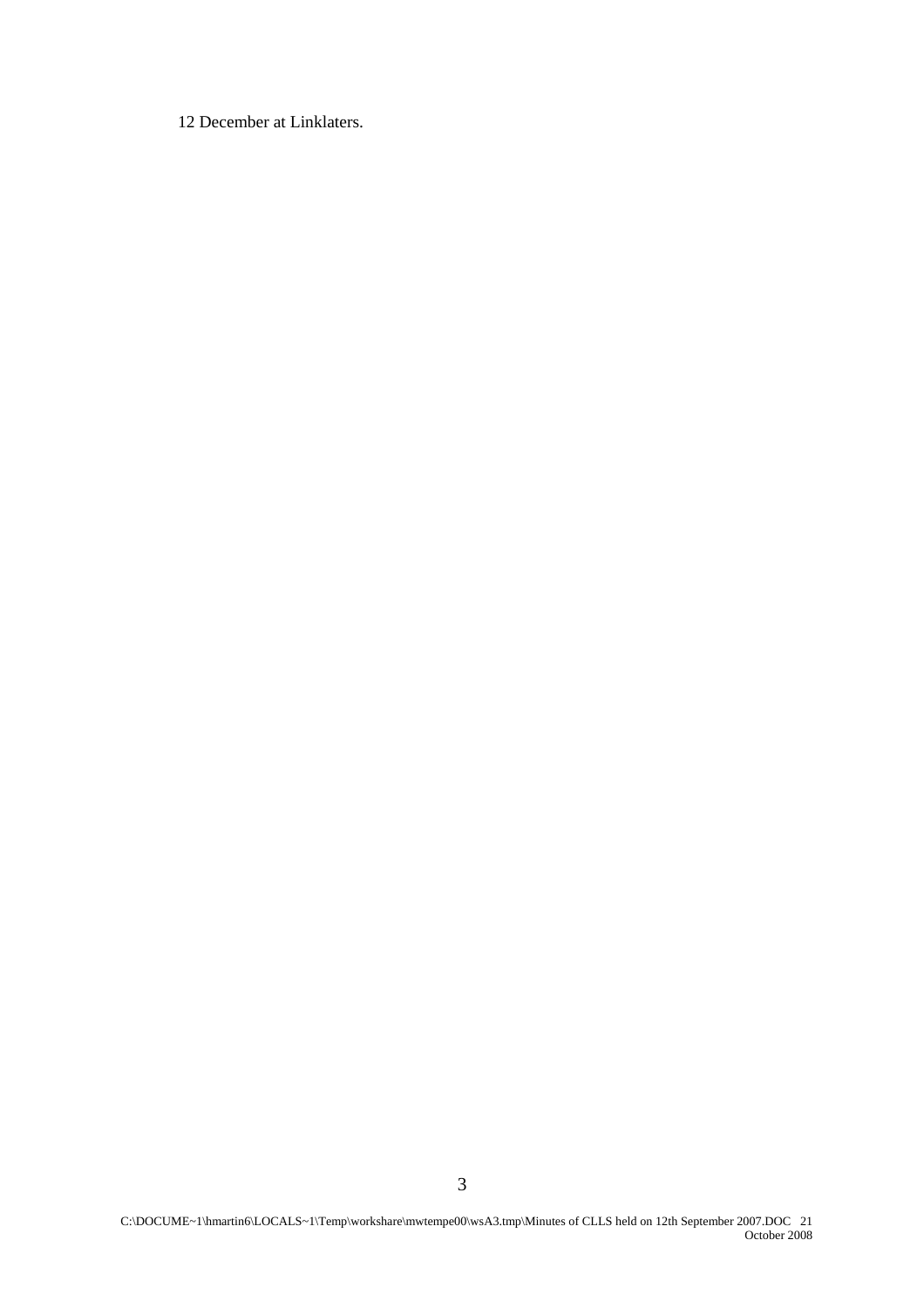12 December at Linklaters.